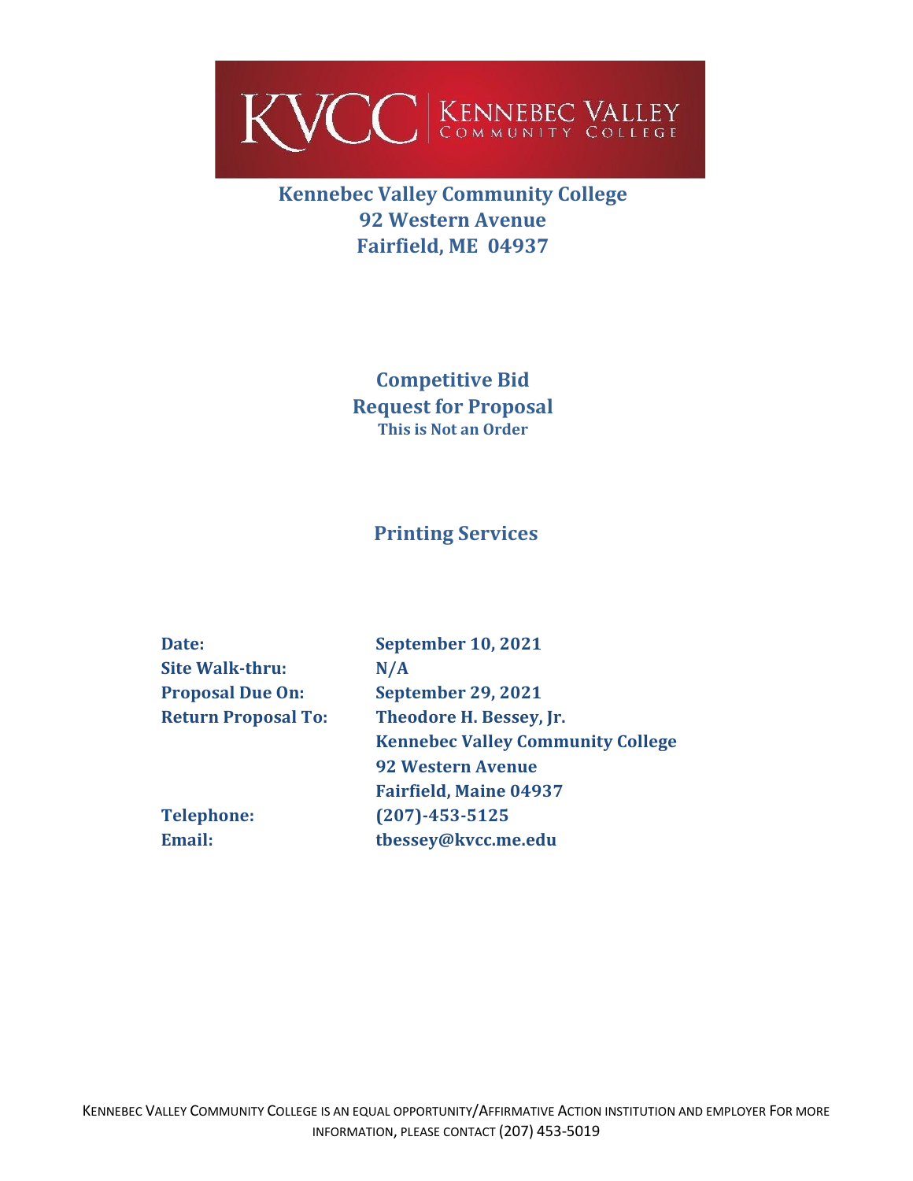KVCC | KENNEBEC VALLEY COMMUNITY COLLEGE

**Kennebec Valley Community College**
**92 Western Avenue**
**Fairfield, ME 04937**

# Competitive Bid
# Request for Proposal
**This is Not an Order**

## Printing Services

| | |
|---|---|
| **Date:** | **September 10, 2021** |
| **Site Walk-thru:** | **N/A** |
| **Proposal Due On:** | **September 29, 2021** |
| **Return Proposal To:** | **Theodore H. Bessey, Jr.** |
| | **Kennebec Valley Community College** |
| | **92 Western Avenue** |
| | **Fairfield, Maine 04937** |
| **Telephone:** | **(207)-453-5125** |
| **Email:** | **tbessey@kvcc.me.edu** |

KENNEBEC VALLEY COMMUNITY COLLEGE IS AN EQUAL OPPORTUNITY/AFFIRMATIVE ACTION INSTITUTION AND EMPLOYER FOR MORE INFORMATION, PLEASE CONTACT (207) 453-5019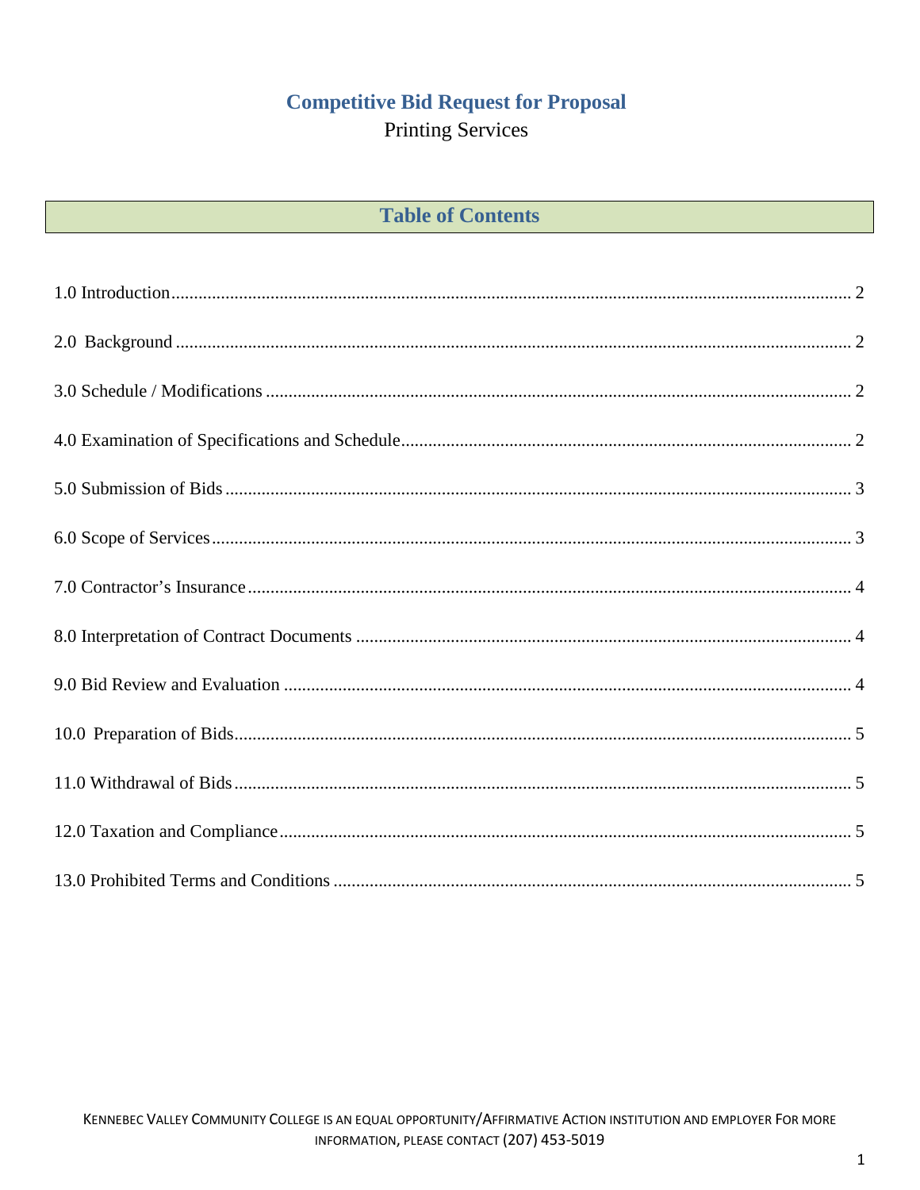# Competitive Bid Request for Proposal

Printing Services

## Table of Contents

1.0 Introduction ..... 2

2.0 Background ..... 2

3.0 Schedule / Modifications ..... 2

4.0 Examination of Specifications and Schedule ..... 2

5.0 Submission of Bids ..... 3

6.0 Scope of Services ..... 3

7.0 Contractor's Insurance ..... 4

8.0 Interpretation of Contract Documents ..... 4

9.0 Bid Review and Evaluation ..... 4

10.0 Preparation of Bids ..... 5

11.0 Withdrawal of Bids ..... 5

12.0 Taxation and Compliance ..... 5

13.0 Prohibited Terms and Conditions ..... 5

KENNEBEC VALLEY COMMUNITY COLLEGE IS AN EQUAL OPPORTUNITY/AFFIRMATIVE ACTION INSTITUTION AND EMPLOYER FOR MORE INFORMATION, PLEASE CONTACT (207) 453-5019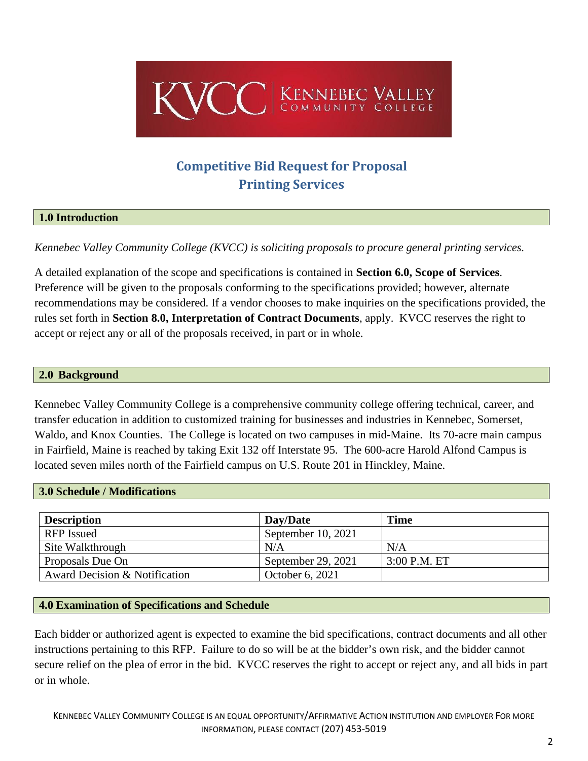# Competitive Bid Request for Proposal
# Printing Services

## 1.0 Introduction

*Kennebec Valley Community College (KVCC) is soliciting proposals to procure general printing services.*

A detailed explanation of the scope and specifications is contained in **Section 6.0, Scope of Services**. Preference will be given to the proposals conforming to the specifications provided; however, alternate recommendations may be considered. If a vendor chooses to make inquiries on the specifications provided, the rules set forth in **Section 8.0, Interpretation of Contract Documents**, apply. KVCC reserves the right to accept or reject any or all of the proposals received, in part or in whole.

## 2.0 Background

Kennebec Valley Community College is a comprehensive community college offering technical, career, and transfer education in addition to customized training for businesses and industries in Kennebec, Somerset, Waldo, and Knox Counties. The College is located on two campuses in mid-Maine. Its 70-acre main campus in Fairfield, Maine is reached by taking Exit 132 off Interstate 95. The 600-acre Harold Alfond Campus is located seven miles north of the Fairfield campus on U.S. Route 201 in Hinckley, Maine.

## 3.0 Schedule / Modifications

| Description | Day/Date | Time |
| --- | --- | --- |
| RFP Issued | September 10, 2021 | |
| Site Walkthrough | N/A | N/A |
| Proposals Due On | September 29, 2021 | 3:00 P.M. ET |
| Award Decision & Notification | October 6, 2021 | |

## 4.0 Examination of Specifications and Schedule

Each bidder or authorized agent is expected to examine the bid specifications, contract documents and all other instructions pertaining to this RFP. Failure to do so will be at the bidder's own risk, and the bidder cannot secure relief on the plea of error in the bid. KVCC reserves the right to accept or reject any, and all bids in part or in whole.

KENNEBEC VALLEY COMMUNITY COLLEGE IS AN EQUAL OPPORTUNITY/AFFIRMATIVE ACTION INSTITUTION AND EMPLOYER FOR MORE INFORMATION, PLEASE CONTACT (207) 453-5019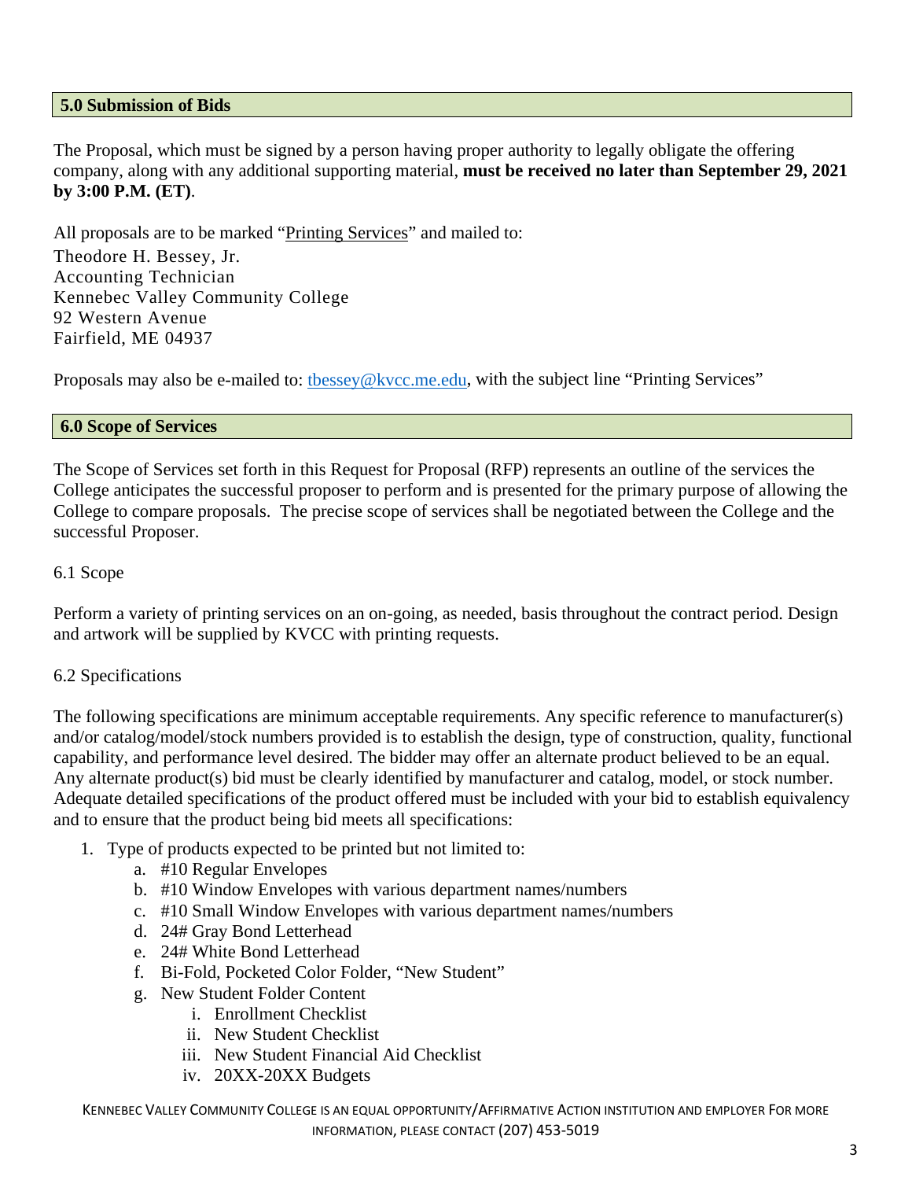## 5.0 Submission of Bids

The Proposal, which must be signed by a person having proper authority to legally obligate the offering company, along with any additional supporting material, **must be received no later than September 29, 2021 by 3:00 P.M. (ET)**.

All proposals are to be marked "Printing Services" and mailed to:
Theodore H. Bessey, Jr.
Accounting Technician
Kennebec Valley Community College
92 Western Avenue
Fairfield, ME 04937

Proposals may also be e-mailed to: tbessey@kvcc.me.edu, with the subject line "Printing Services"

## 6.0 Scope of Services

The Scope of Services set forth in this Request for Proposal (RFP) represents an outline of the services the College anticipates the successful proposer to perform and is presented for the primary purpose of allowing the College to compare proposals. The precise scope of services shall be negotiated between the College and the successful Proposer.

6.1 Scope

Perform a variety of printing services on an on-going, as needed, basis throughout the contract period. Design and artwork will be supplied by KVCC with printing requests.

6.2 Specifications

The following specifications are minimum acceptable requirements. Any specific reference to manufacturer(s) and/or catalog/model/stock numbers provided is to establish the design, type of construction, quality, functional capability, and performance level desired. The bidder may offer an alternate product believed to be an equal. Any alternate product(s) bid must be clearly identified by manufacturer and catalog, model, or stock number. Adequate detailed specifications of the product offered must be included with your bid to establish equivalency and to ensure that the product being bid meets all specifications:

1. Type of products expected to be printed but not limited to:
   a. #10 Regular Envelopes
   b. #10 Window Envelopes with various department names/numbers
   c. #10 Small Window Envelopes with various department names/numbers
   d. 24# Gray Bond Letterhead
   e. 24# White Bond Letterhead
   f. Bi-Fold, Pocketed Color Folder, "New Student"
   g. New Student Folder Content
      i. Enrollment Checklist
      ii. New Student Checklist
      iii. New Student Financial Aid Checklist
      iv. 20XX-20XX Budgets

KENNEBEC VALLEY COMMUNITY COLLEGE IS AN EQUAL OPPORTUNITY/AFFIRMATIVE ACTION INSTITUTION AND EMPLOYER FOR MORE INFORMATION, PLEASE CONTACT (207) 453-5019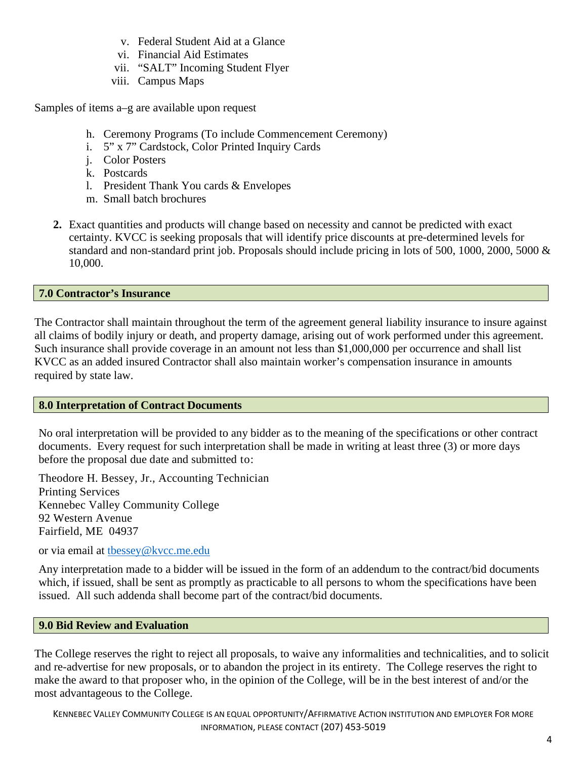v. Federal Student Aid at a Glance
vi. Financial Aid Estimates
vii. "SALT" Incoming Student Flyer
viii. Campus Maps

Samples of items a–g are available upon request

h. Ceremony Programs (To include Commencement Ceremony)
i. 5" x 7" Cardstock, Color Printed Inquiry Cards
j. Color Posters
k. Postcards
l. President Thank You cards & Envelopes
m. Small batch brochures

**2.** Exact quantities and products will change based on necessity and cannot be predicted with exact certainty. KVCC is seeking proposals that will identify price discounts at pre-determined levels for standard and non-standard print job. Proposals should include pricing in lots of 500, 1000, 2000, 5000 & 10,000.

## 7.0 Contractor's Insurance

The Contractor shall maintain throughout the term of the agreement general liability insurance to insure against all claims of bodily injury or death, and property damage, arising out of work performed under this agreement. Such insurance shall provide coverage in an amount not less than $1,000,000 per occurrence and shall list KVCC as an added insured Contractor shall also maintain worker's compensation insurance in amounts required by state law.

## 8.0 Interpretation of Contract Documents

No oral interpretation will be provided to any bidder as to the meaning of the specifications or other contract documents. Every request for such interpretation shall be made in writing at least three (3) or more days before the proposal due date and submitted to:

Theodore H. Bessey, Jr., Accounting Technician
Printing Services
Kennebec Valley Community College
92 Western Avenue
Fairfield, ME 04937

or via email at tbessey@kvcc.me.edu

Any interpretation made to a bidder will be issued in the form of an addendum to the contract/bid documents which, if issued, shall be sent as promptly as practicable to all persons to whom the specifications have been issued. All such addenda shall become part of the contract/bid documents.

## 9.0 Bid Review and Evaluation

The College reserves the right to reject all proposals, to waive any informalities and technicalities, and to solicit and re-advertise for new proposals, or to abandon the project in its entirety. The College reserves the right to make the award to that proposer who, in the opinion of the College, will be in the best interest of and/or the most advantageous to the College.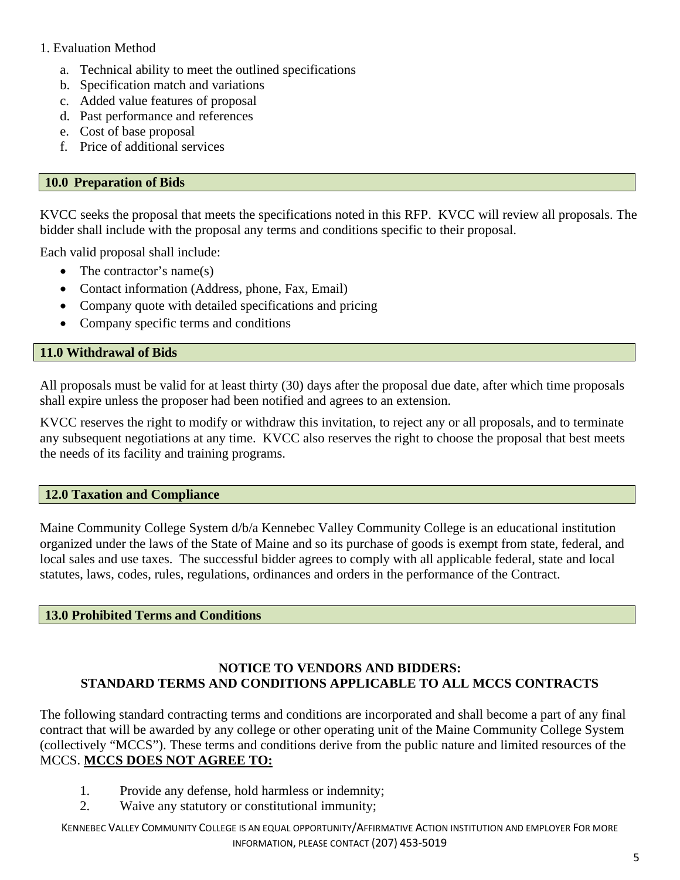1. Evaluation Method

   a. Technical ability to meet the outlined specifications
   b. Specification match and variations
   c. Added value features of proposal
   d. Past performance and references
   e. Cost of base proposal
   f. Price of additional services

## 10.0 Preparation of Bids

KVCC seeks the proposal that meets the specifications noted in this RFP. KVCC will review all proposals. The bidder shall include with the proposal any terms and conditions specific to their proposal.

Each valid proposal shall include:

- The contractor's name(s)
- Contact information (Address, phone, Fax, Email)
- Company quote with detailed specifications and pricing
- Company specific terms and conditions

## 11.0 Withdrawal of Bids

All proposals must be valid for at least thirty (30) days after the proposal due date, after which time proposals shall expire unless the proposer had been notified and agrees to an extension.

KVCC reserves the right to modify or withdraw this invitation, to reject any or all proposals, and to terminate any subsequent negotiations at any time. KVCC also reserves the right to choose the proposal that best meets the needs of its facility and training programs.

## 12.0 Taxation and Compliance

Maine Community College System d/b/a Kennebec Valley Community College is an educational institution organized under the laws of the State of Maine and so its purchase of goods is exempt from state, federal, and local sales and use taxes. The successful bidder agrees to comply with all applicable federal, state and local statutes, laws, codes, rules, regulations, ordinances and orders in the performance of the Contract.

## 13.0 Prohibited Terms and Conditions

**NOTICE TO VENDORS AND BIDDERS:**
**STANDARD TERMS AND CONDITIONS APPLICABLE TO ALL MCCS CONTRACTS**

The following standard contracting terms and conditions are incorporated and shall become a part of any final contract that will be awarded by any college or other operating unit of the Maine Community College System (collectively "MCCS"). These terms and conditions derive from the public nature and limited resources of the MCCS. **MCCS DOES NOT AGREE TO:**

1. Provide any defense, hold harmless or indemnity;
2. Waive any statutory or constitutional immunity;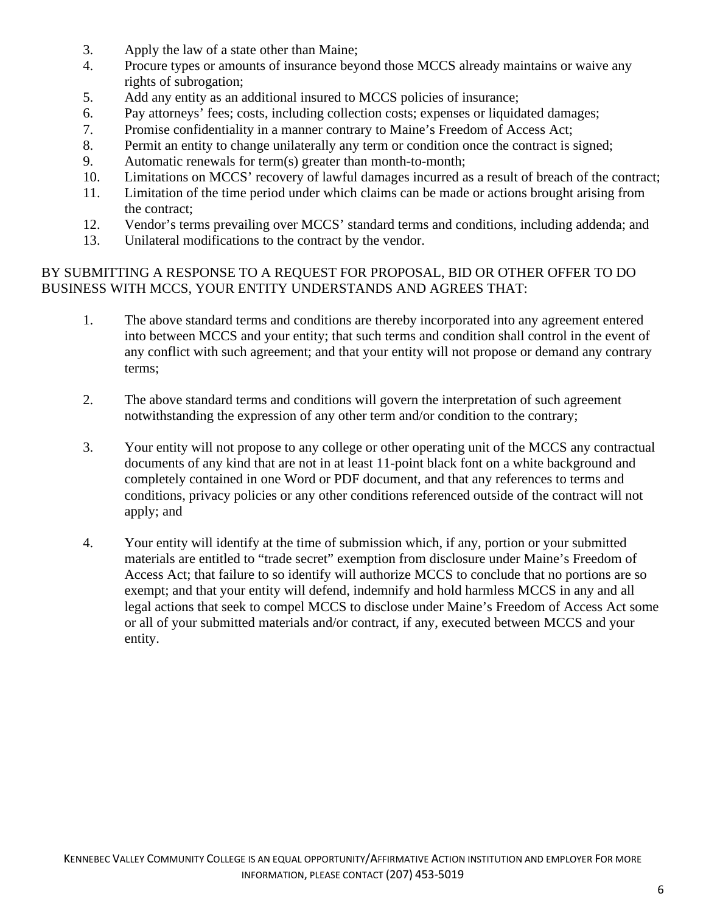3. Apply the law of a state other than Maine;
4. Procure types or amounts of insurance beyond those MCCS already maintains or waive any rights of subrogation;
5. Add any entity as an additional insured to MCCS policies of insurance;
6. Pay attorneys' fees; costs, including collection costs; expenses or liquidated damages;
7. Promise confidentiality in a manner contrary to Maine's Freedom of Access Act;
8. Permit an entity to change unilaterally any term or condition once the contract is signed;
9. Automatic renewals for term(s) greater than month-to-month;
10. Limitations on MCCS' recovery of lawful damages incurred as a result of breach of the contract;
11. Limitation of the time period under which claims can be made or actions brought arising from the contract;
12. Vendor's terms prevailing over MCCS' standard terms and conditions, including addenda; and
13. Unilateral modifications to the contract by the vendor.

BY SUBMITTING A RESPONSE TO A REQUEST FOR PROPOSAL, BID OR OTHER OFFER TO DO BUSINESS WITH MCCS, YOUR ENTITY UNDERSTANDS AND AGREES THAT:

1. The above standard terms and conditions are thereby incorporated into any agreement entered into between MCCS and your entity; that such terms and condition shall control in the event of any conflict with such agreement; and that your entity will not propose or demand any contrary terms;

2. The above standard terms and conditions will govern the interpretation of such agreement notwithstanding the expression of any other term and/or condition to the contrary;

3. Your entity will not propose to any college or other operating unit of the MCCS any contractual documents of any kind that are not in at least 11-point black font on a white background and completely contained in one Word or PDF document, and that any references to terms and conditions, privacy policies or any other conditions referenced outside of the contract will not apply; and

4. Your entity will identify at the time of submission which, if any, portion or your submitted materials are entitled to "trade secret" exemption from disclosure under Maine's Freedom of Access Act; that failure to so identify will authorize MCCS to conclude that no portions are so exempt; and that your entity will defend, indemnify and hold harmless MCCS in any and all legal actions that seek to compel MCCS to disclose under Maine's Freedom of Access Act some or all of your submitted materials and/or contract, if any, executed between MCCS and your entity.